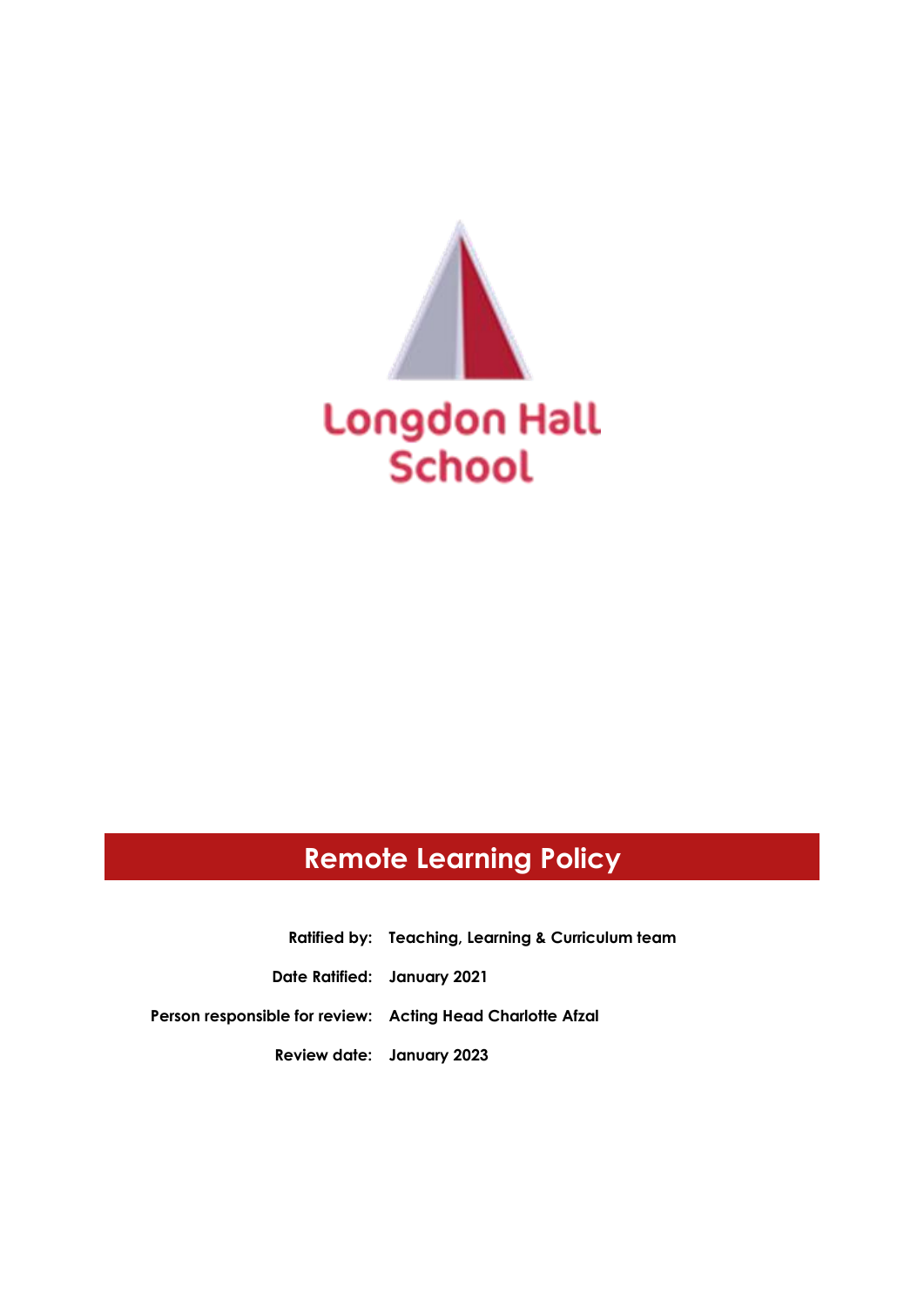Longdon Hall School

# Remote Learning Policy

**Ratified by:** Teaching, Learning & Curriculum team

**Date Ratified:** January 2021

**Person responsible for review:** Acting Head Charlotte Afzal

**Review date:** January 2023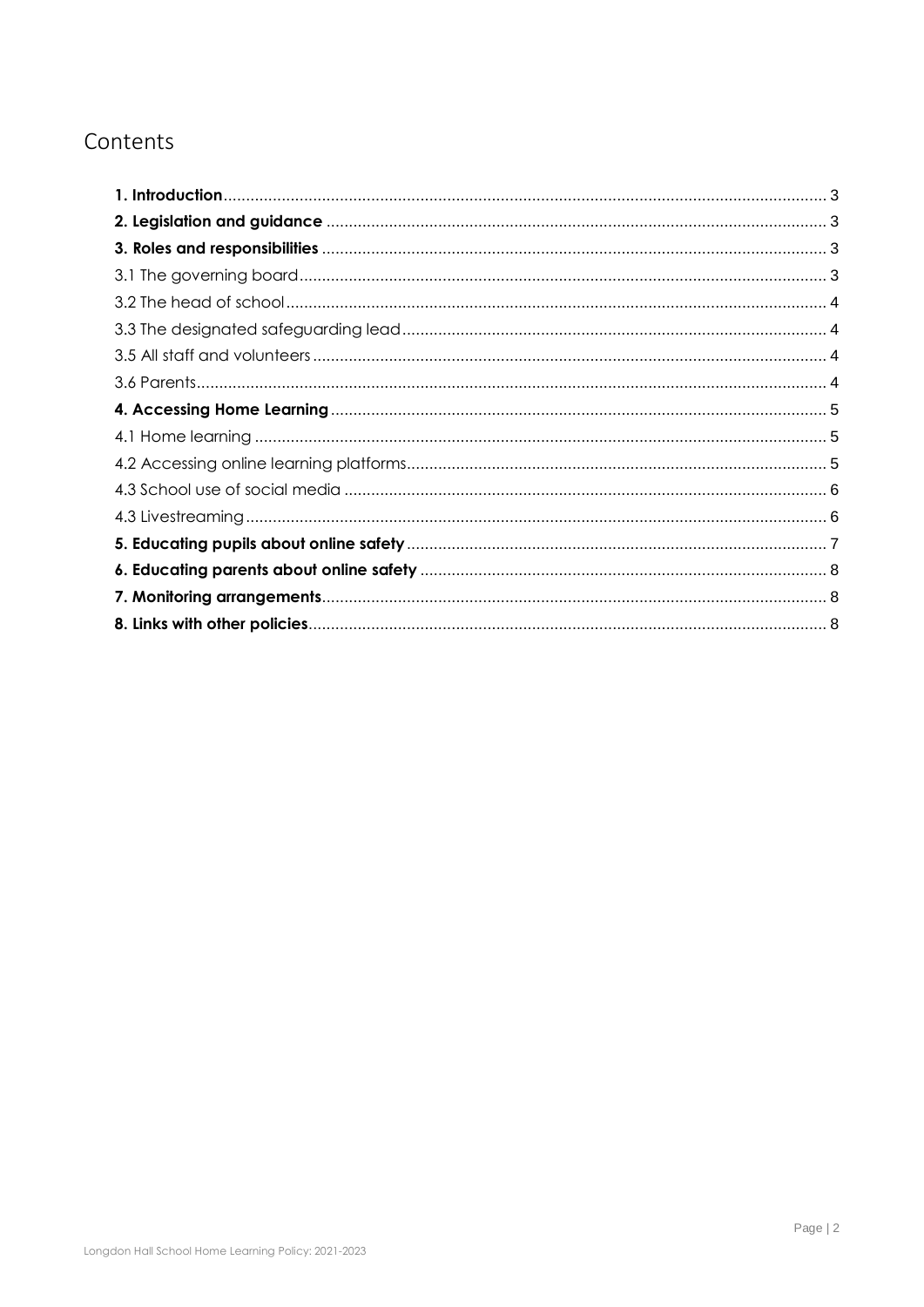# Contents

**1. Introduction** ..... 3

**2. Legislation and guidance** ..... 3

**3. Roles and responsibilities** ..... 3

3.1 The governing board ..... 3

3.2 The head of school ..... 4

3.3 The designated safeguarding lead ..... 4

3.5 All staff and volunteers ..... 4

3.6 Parents ..... 4

**4. Accessing Home Learning** ..... 5

4.1 Home learning ..... 5

4.2 Accessing online learning platforms ..... 5

4.3 School use of social media ..... 6

4.3 Livestreaming ..... 6

**5. Educating pupils about online safety** ..... 7

**6. Educating parents about online safety** ..... 8

**7. Monitoring arrangements** ..... 8

**8. Links with other policies** ..... 8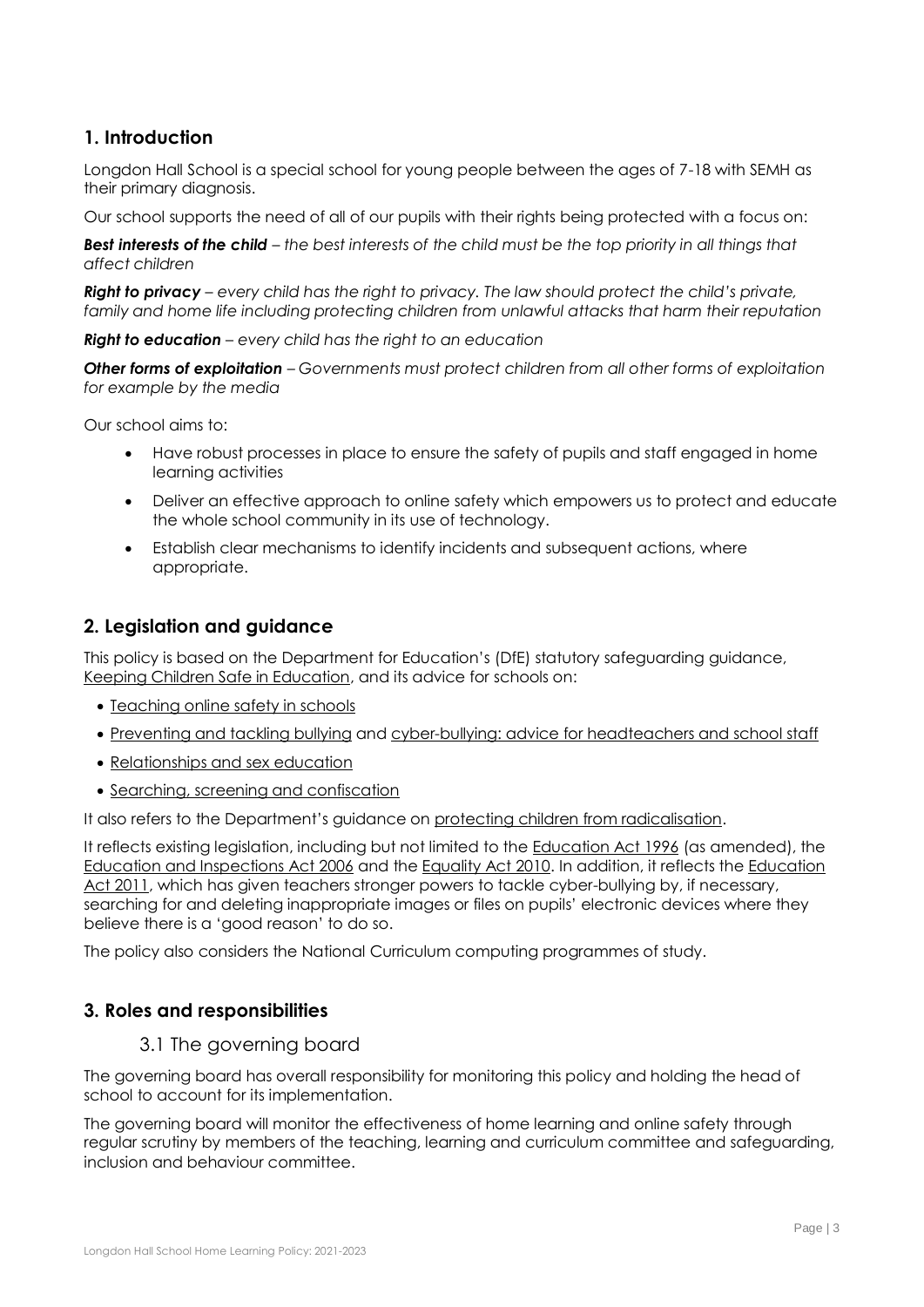## 1. Introduction

Longdon Hall School is a special school for young people between the ages of 7-18 with SEMH as their primary diagnosis.

Our school supports the need of all of our pupils with their rights being protected with a focus on:

***Best interests of the child*** *– the best interests of the child must be the top priority in all things that affect children*

***Right to privacy*** *– every child has the right to privacy. The law should protect the child's private, family and home life including protecting children from unlawful attacks that harm their reputation*

***Right to education*** *– every child has the right to an education*

***Other forms of exploitation*** *– Governments must protect children from all other forms of exploitation for example by the media*

Our school aims to:

- Have robust processes in place to ensure the safety of pupils and staff engaged in home learning activities
- Deliver an effective approach to online safety which empowers us to protect and educate the whole school community in its use of technology.
- Establish clear mechanisms to identify incidents and subsequent actions, where appropriate.

## 2. Legislation and guidance

This policy is based on the Department for Education's (DfE) statutory safeguarding guidance, Keeping Children Safe in Education, and its advice for schools on:

- Teaching online safety in schools
- Preventing and tackling bullying and cyber-bullying: advice for headteachers and school staff
- Relationships and sex education
- Searching, screening and confiscation

It also refers to the Department's guidance on protecting children from radicalisation.

It reflects existing legislation, including but not limited to the Education Act 1996 (as amended), the Education and Inspections Act 2006 and the Equality Act 2010. In addition, it reflects the Education Act 2011, which has given teachers stronger powers to tackle cyber-bullying by, if necessary, searching for and deleting inappropriate images or files on pupils' electronic devices where they believe there is a 'good reason' to do so.

The policy also considers the National Curriculum computing programmes of study.

## 3. Roles and responsibilities

### 3.1 The governing board

The governing board has overall responsibility for monitoring this policy and holding the head of school to account for its implementation.

The governing board will monitor the effectiveness of home learning and online safety through regular scrutiny by members of the teaching, learning and curriculum committee and safeguarding, inclusion and behaviour committee.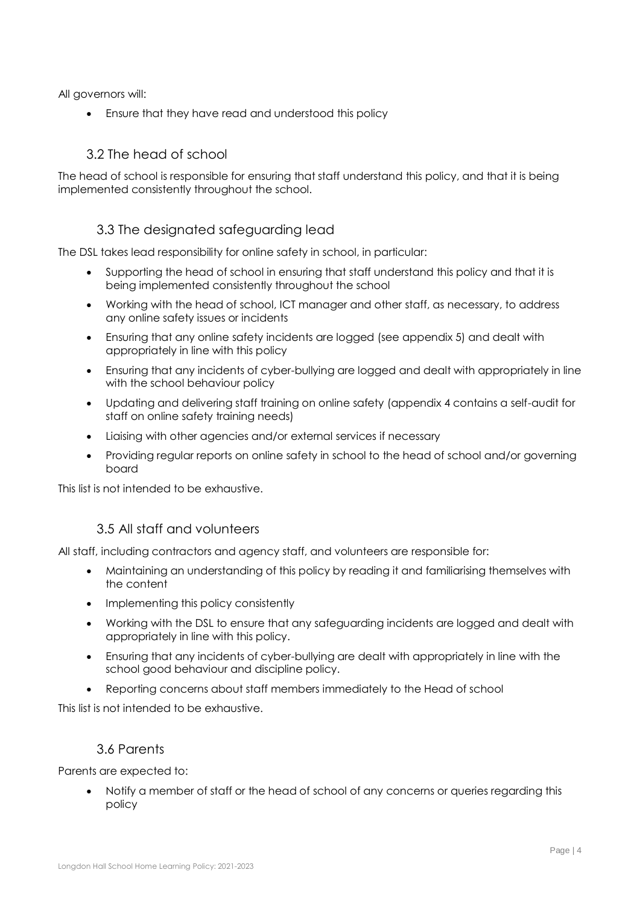All governors will:

- Ensure that they have read and understood this policy

### 3.2 The head of school

The head of school is responsible for ensuring that staff understand this policy, and that it is being implemented consistently throughout the school.

### 3.3 The designated safeguarding lead

The DSL takes lead responsibility for online safety in school, in particular:

- Supporting the head of school in ensuring that staff understand this policy and that it is being implemented consistently throughout the school
- Working with the head of school, ICT manager and other staff, as necessary, to address any online safety issues or incidents
- Ensuring that any online safety incidents are logged (see appendix 5) and dealt with appropriately in line with this policy
- Ensuring that any incidents of cyber-bullying are logged and dealt with appropriately in line with the school behaviour policy
- Updating and delivering staff training on online safety (appendix 4 contains a self-audit for staff on online safety training needs)
- Liaising with other agencies and/or external services if necessary
- Providing regular reports on online safety in school to the head of school and/or governing board

This list is not intended to be exhaustive.

### 3.5 All staff and volunteers

All staff, including contractors and agency staff, and volunteers are responsible for:

- Maintaining an understanding of this policy by reading it and familiarising themselves with the content
- Implementing this policy consistently
- Working with the DSL to ensure that any safeguarding incidents are logged and dealt with appropriately in line with this policy.
- Ensuring that any incidents of cyber-bullying are dealt with appropriately in line with the school good behaviour and discipline policy.
- Reporting concerns about staff members immediately to the Head of school

This list is not intended to be exhaustive.

### 3.6 Parents

Parents are expected to:

- Notify a member of staff or the head of school of any concerns or queries regarding this policy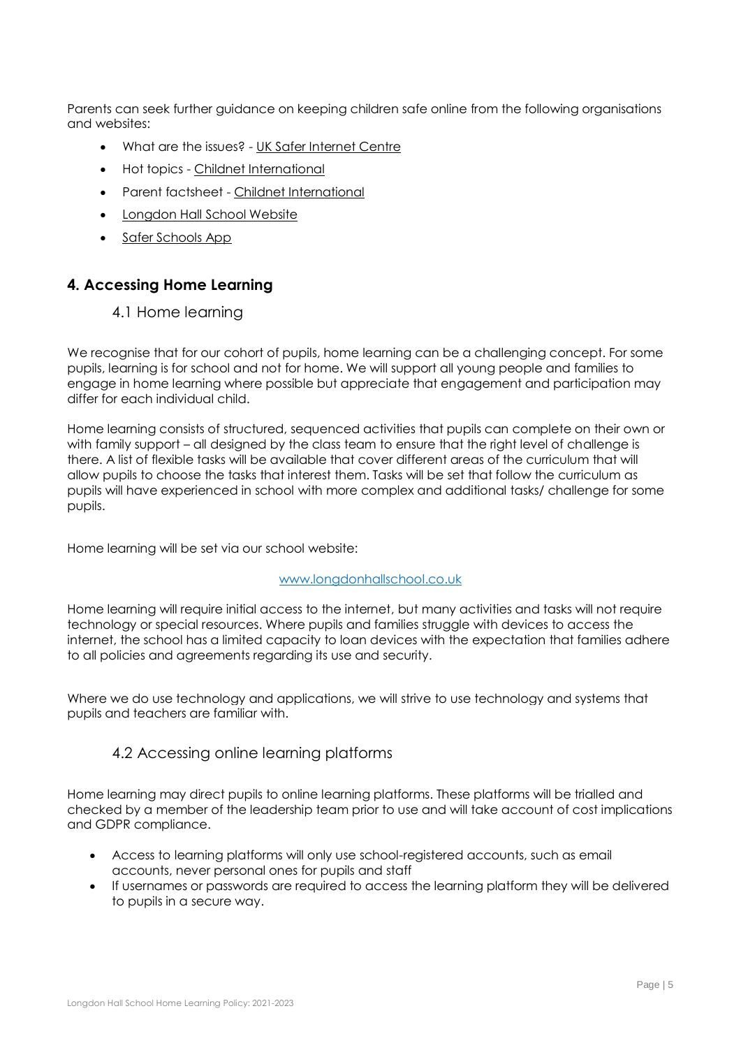Parents can seek further guidance on keeping children safe online from the following organisations and websites:

- What are the issues? - UK Safer Internet Centre
- Hot topics - Childnet International
- Parent factsheet - Childnet International
- Longdon Hall School Website
- Safer Schools App

## 4. Accessing Home Learning

### 4.1 Home learning

We recognise that for our cohort of pupils, home learning can be a challenging concept. For some pupils, learning is for school and not for home. We will support all young people and families to engage in home learning where possible but appreciate that engagement and participation may differ for each individual child.

Home learning consists of structured, sequenced activities that pupils can complete on their own or with family support – all designed by the class team to ensure that the right level of challenge is there. A list of flexible tasks will be available that cover different areas of the curriculum that will allow pupils to choose the tasks that interest them. Tasks will be set that follow the curriculum as pupils will have experienced in school with more complex and additional tasks/ challenge for some pupils.

Home learning will be set via our school website:

www.longdonhallschool.co.uk

Home learning will require initial access to the internet, but many activities and tasks will not require technology or special resources. Where pupils and families struggle with devices to access the internet, the school has a limited capacity to loan devices with the expectation that families adhere to all policies and agreements regarding its use and security.

Where we do use technology and applications, we will strive to use technology and systems that pupils and teachers are familiar with.

### 4.2 Accessing online learning platforms

Home learning may direct pupils to online learning platforms. These platforms will be trialled and checked by a member of the leadership team prior to use and will take account of cost implications and GDPR compliance.

- Access to learning platforms will only use school-registered accounts, such as email accounts, never personal ones for pupils and staff
- If usernames or passwords are required to access the learning platform they will be delivered to pupils in a secure way.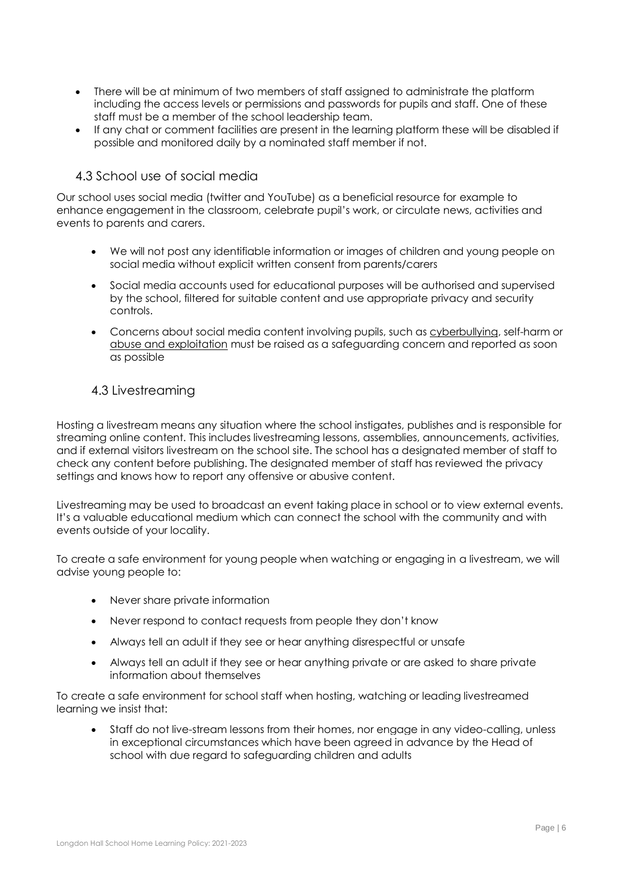- There will be at minimum of two members of staff assigned to administrate the platform including the access levels or permissions and passwords for pupils and staff. One of these staff must be a member of the school leadership team.
- If any chat or comment facilities are present in the learning platform these will be disabled if possible and monitored daily by a nominated staff member if not.

## 4.3 School use of social media

Our school uses social media (twitter and YouTube) as a beneficial resource for example to enhance engagement in the classroom, celebrate pupil's work, or circulate news, activities and events to parents and carers.

- We will not post any identifiable information or images of children and young people on social media without explicit written consent from parents/carers
- Social media accounts used for educational purposes will be authorised and supervised by the school, filtered for suitable content and use appropriate privacy and security controls.
- Concerns about social media content involving pupils, such as cyberbullying, self-harm or abuse and exploitation must be raised as a safeguarding concern and reported as soon as possible

## 4.3 Livestreaming

Hosting a livestream means any situation where the school instigates, publishes and is responsible for streaming online content. This includes livestreaming lessons, assemblies, announcements, activities, and if external visitors livestream on the school site. The school has a designated member of staff to check any content before publishing. The designated member of staff has reviewed the privacy settings and knows how to report any offensive or abusive content.

Livestreaming may be used to broadcast an event taking place in school or to view external events. It's a valuable educational medium which can connect the school with the community and with events outside of your locality.

To create a safe environment for young people when watching or engaging in a livestream, we will advise young people to:

- Never share private information
- Never respond to contact requests from people they don't know
- Always tell an adult if they see or hear anything disrespectful or unsafe
- Always tell an adult if they see or hear anything private or are asked to share private information about themselves

To create a safe environment for school staff when hosting, watching or leading livestreamed learning we insist that:

- Staff do not live-stream lessons from their homes, nor engage in any video-calling, unless in exceptional circumstances which have been agreed in advance by the Head of school with due regard to safeguarding children and adults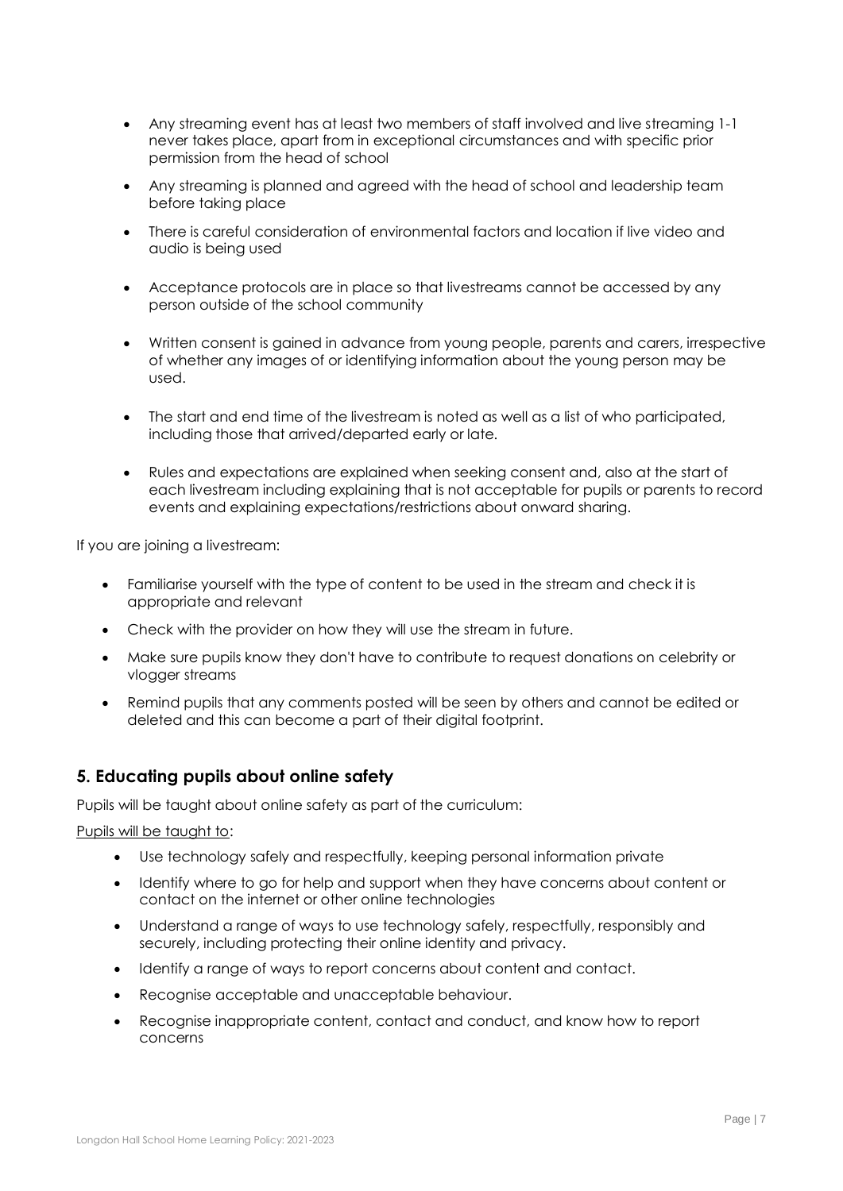- Any streaming event has at least two members of staff involved and live streaming 1-1 never takes place, apart from in exceptional circumstances and with specific prior permission from the head of school
- Any streaming is planned and agreed with the head of school and leadership team before taking place
- There is careful consideration of environmental factors and location if live video and audio is being used
- Acceptance protocols are in place so that livestreams cannot be accessed by any person outside of the school community
- Written consent is gained in advance from young people, parents and carers, irrespective of whether any images of or identifying information about the young person may be used.
- The start and end time of the livestream is noted as well as a list of who participated, including those that arrived/departed early or late.
- Rules and expectations are explained when seeking consent and, also at the start of each livestream including explaining that is not acceptable for pupils or parents to record events and explaining expectations/restrictions about onward sharing.

If you are joining a livestream:

- Familiarise yourself with the type of content to be used in the stream and check it is appropriate and relevant
- Check with the provider on how they will use the stream in future.
- Make sure pupils know they don't have to contribute to request donations on celebrity or vlogger streams
- Remind pupils that any comments posted will be seen by others and cannot be edited or deleted and this can become a part of their digital footprint.

## 5. Educating pupils about online safety

Pupils will be taught about online safety as part of the curriculum:

Pupils will be taught to:

- Use technology safely and respectfully, keeping personal information private
- Identify where to go for help and support when they have concerns about content or contact on the internet or other online technologies
- Understand a range of ways to use technology safely, respectfully, responsibly and securely, including protecting their online identity and privacy.
- Identify a range of ways to report concerns about content and contact.
- Recognise acceptable and unacceptable behaviour.
- Recognise inappropriate content, contact and conduct, and know how to report concerns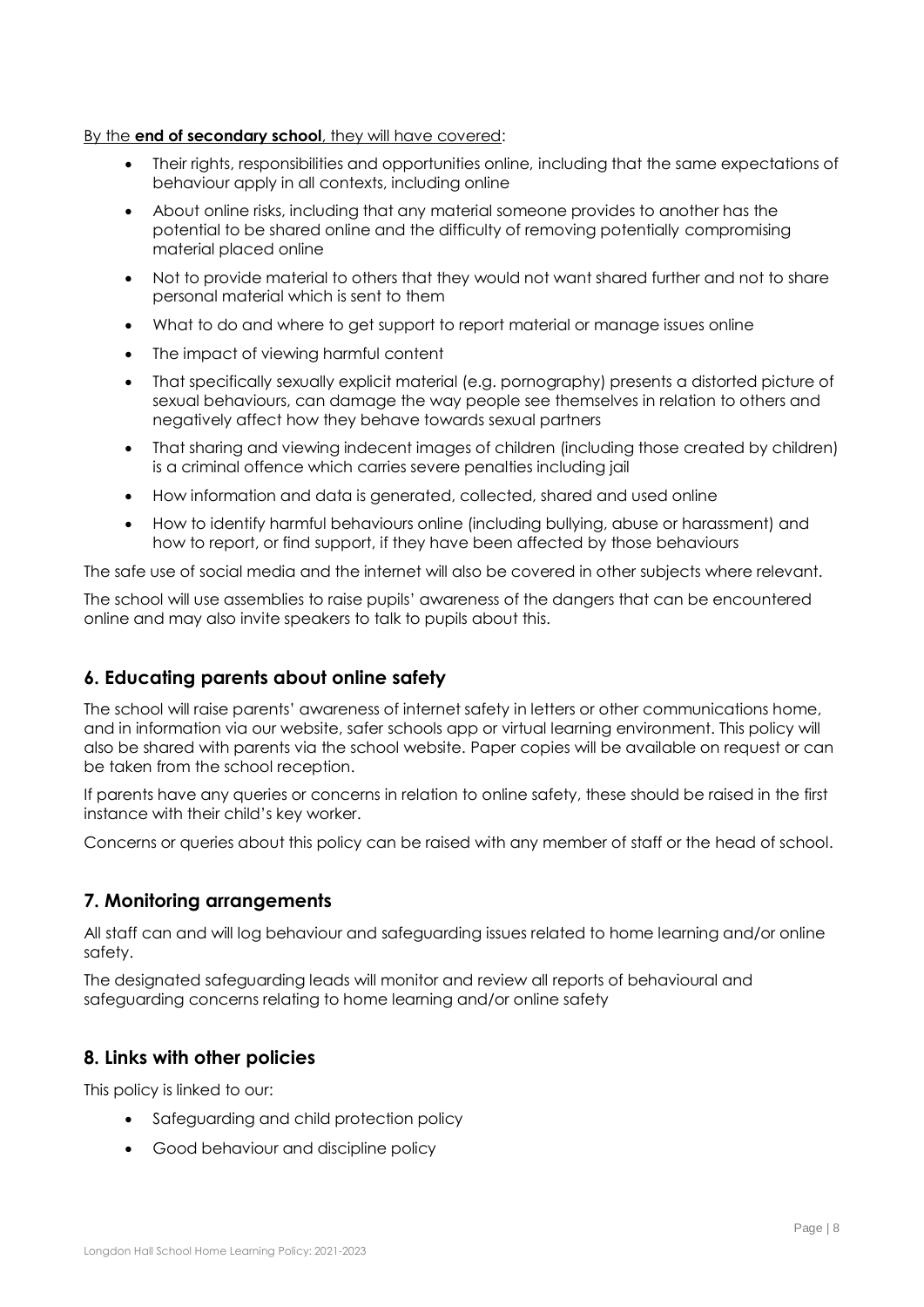<u>By the **end of secondary school**, they will have covered</u>:

- Their rights, responsibilities and opportunities online, including that the same expectations of behaviour apply in all contexts, including online
- About online risks, including that any material someone provides to another has the potential to be shared online and the difficulty of removing potentially compromising material placed online
- Not to provide material to others that they would not want shared further and not to share personal material which is sent to them
- What to do and where to get support to report material or manage issues online
- The impact of viewing harmful content
- That specifically sexually explicit material (e.g. pornography) presents a distorted picture of sexual behaviours, can damage the way people see themselves in relation to others and negatively affect how they behave towards sexual partners
- That sharing and viewing indecent images of children (including those created by children) is a criminal offence which carries severe penalties including jail
- How information and data is generated, collected, shared and used online
- How to identify harmful behaviours online (including bullying, abuse or harassment) and how to report, or find support, if they have been affected by those behaviours

The safe use of social media and the internet will also be covered in other subjects where relevant.

The school will use assemblies to raise pupils' awareness of the dangers that can be encountered online and may also invite speakers to talk to pupils about this.

## 6. Educating parents about online safety

The school will raise parents' awareness of internet safety in letters or other communications home, and in information via our website, safer schools app or virtual learning environment. This policy will also be shared with parents via the school website. Paper copies will be available on request or can be taken from the school reception.

If parents have any queries or concerns in relation to online safety, these should be raised in the first instance with their child's key worker.

Concerns or queries about this policy can be raised with any member of staff or the head of school.

## 7. Monitoring arrangements

All staff can and will log behaviour and safeguarding issues related to home learning and/or online safety.

The designated safeguarding leads will monitor and review all reports of behavioural and safeguarding concerns relating to home learning and/or online safety

## 8. Links with other policies

This policy is linked to our:

- Safeguarding and child protection policy
- Good behaviour and discipline policy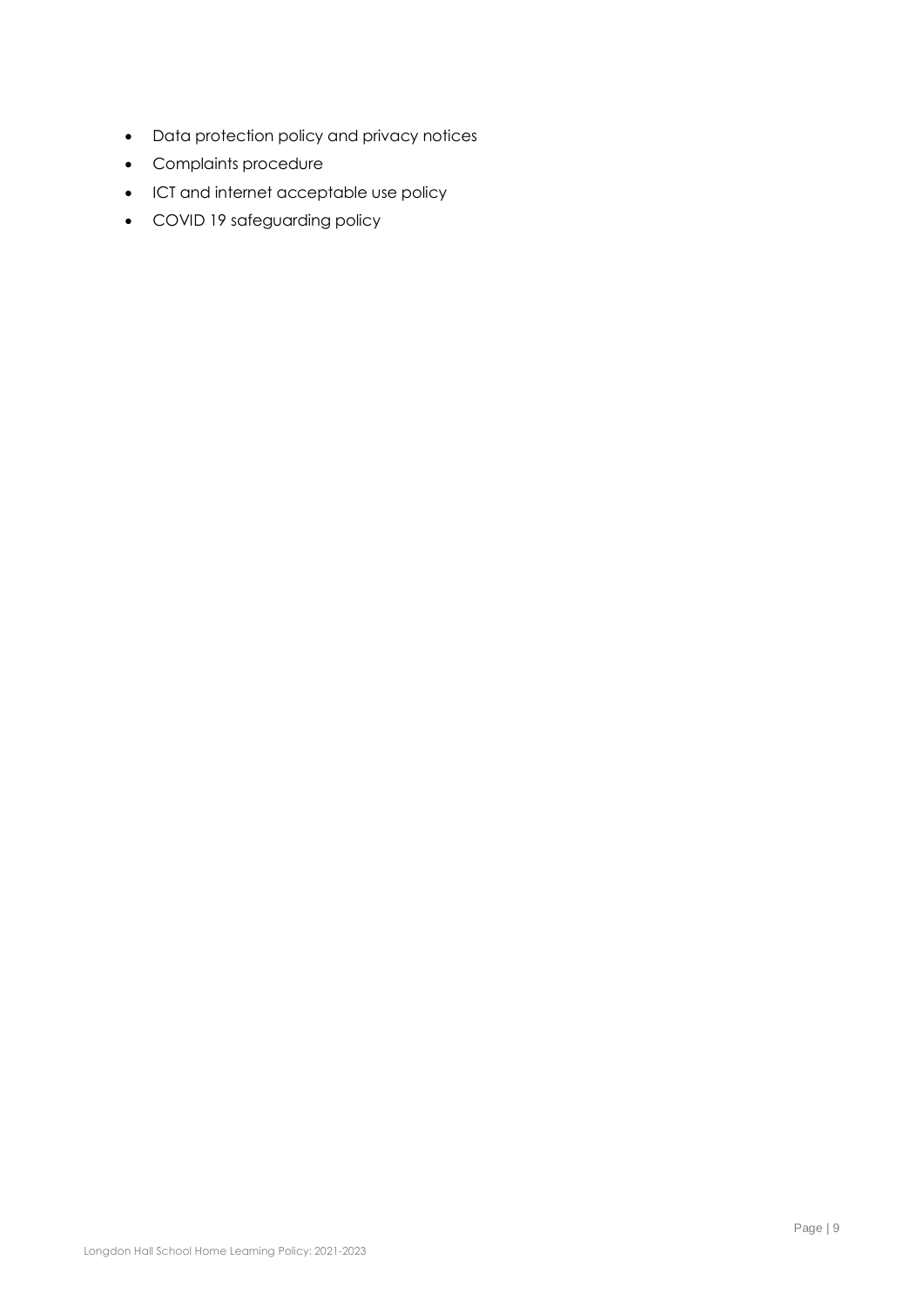- Data protection policy and privacy notices
- Complaints procedure
- ICT and internet acceptable use policy
- COVID 19 safeguarding policy